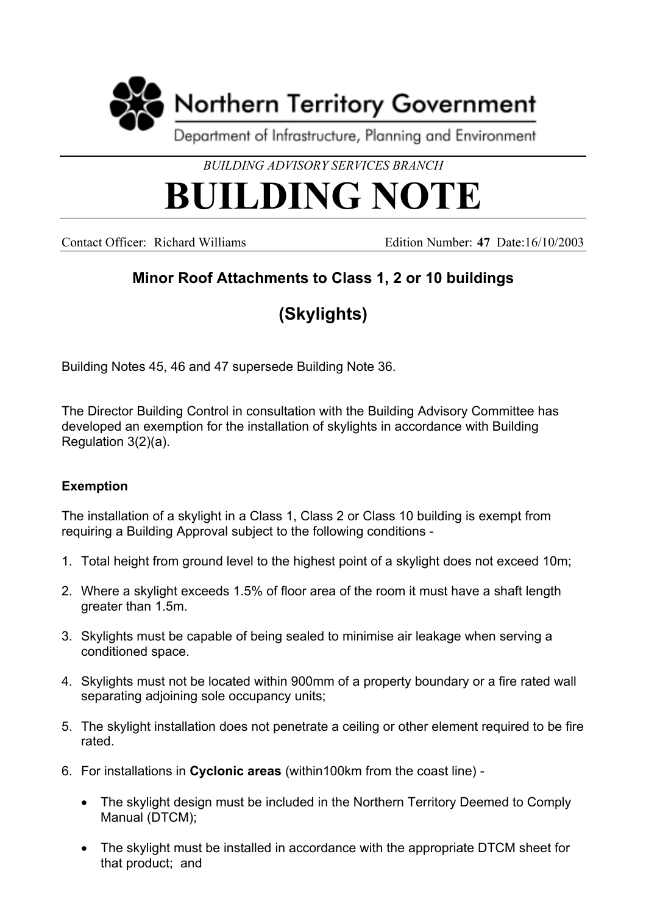Northern Territory Government

Department of Infrastructure, Planning and Environment

*BUILDING ADVISORY SERVICES BRANCH*

# BUILDING NOTE

Contact Officer: Richard Williams Edition Number: **47** Date:16/10/2003

## Minor Roof Attachments to Class 1, 2 or 10 buildings

## (Skylights)

Building Notes 45, 46 and 47 supersede Building Note 36.

The Director Building Control in consultation with the Building Advisory Committee has developed an exemption for the installation of skylights in accordance with Building Regulation 3(2)(a).

### Exemption

The installation of a skylight in a Class 1, Class 2 or Class 10 building is exempt from requiring a Building Approval subject to the following conditions -

1. Total height from ground level to the highest point of a skylight does not exceed 10m;
2. Where a skylight exceeds 1.5% of floor area of the room it must have a shaft length greater than 1.5m.
3. Skylights must be capable of being sealed to minimise air leakage when serving a conditioned space.
4. Skylights must not be located within 900mm of a property boundary or a fire rated wall separating adjoining sole occupancy units;
5. The skylight installation does not penetrate a ceiling or other element required to be fire rated.
6. For installations in **Cyclonic areas** (within100km from the coast line) -
   - The skylight design must be included in the Northern Territory Deemed to Comply Manual (DTCM);
   - The skylight must be installed in accordance with the appropriate DTCM sheet for that product; and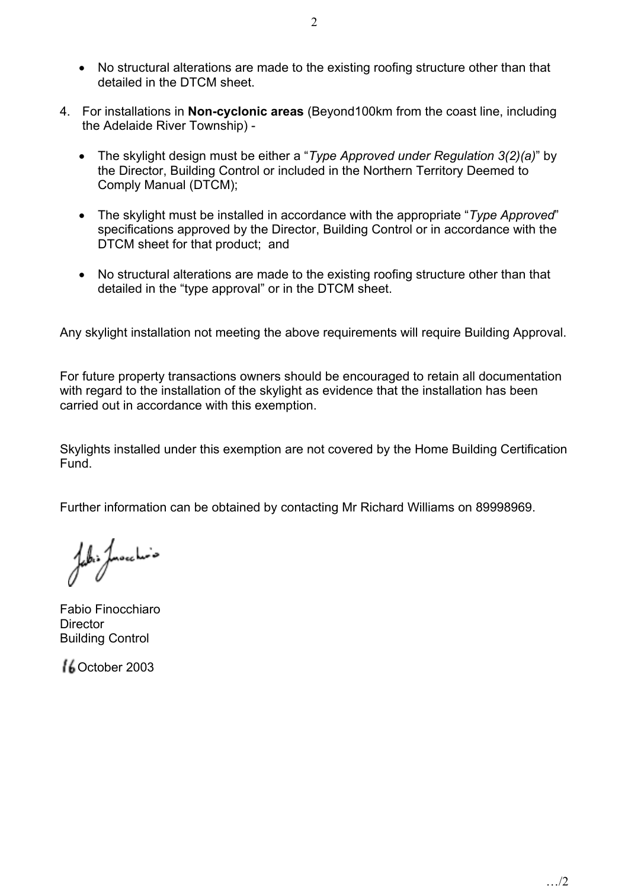- No structural alterations are made to the existing roofing structure other than that detailed in the DTCM sheet.

4. For installations in **Non-cyclonic areas** (Beyond100km from the coast line, including the Adelaide River Township) -

   - The skylight design must be either a "*Type Approved under Regulation 3(2)(a)*" by the Director, Building Control or included in the Northern Territory Deemed to Comply Manual (DTCM);

   - The skylight must be installed in accordance with the appropriate "*Type Approved*" specifications approved by the Director, Building Control or in accordance with the DTCM sheet for that product; and

   - No structural alterations are made to the existing roofing structure other than that detailed in the "type approval" or in the DTCM sheet.

Any skylight installation not meeting the above requirements will require Building Approval.

For future property transactions owners should be encouraged to retain all documentation with regard to the installation of the skylight as evidence that the installation has been carried out in accordance with this exemption.

Skylights installed under this exemption are not covered by the Home Building Certification Fund.

Further information can be obtained by contacting Mr Richard Williams on 89998969.

Fabio Finocchiaro
Director
Building Control

16 October 2003